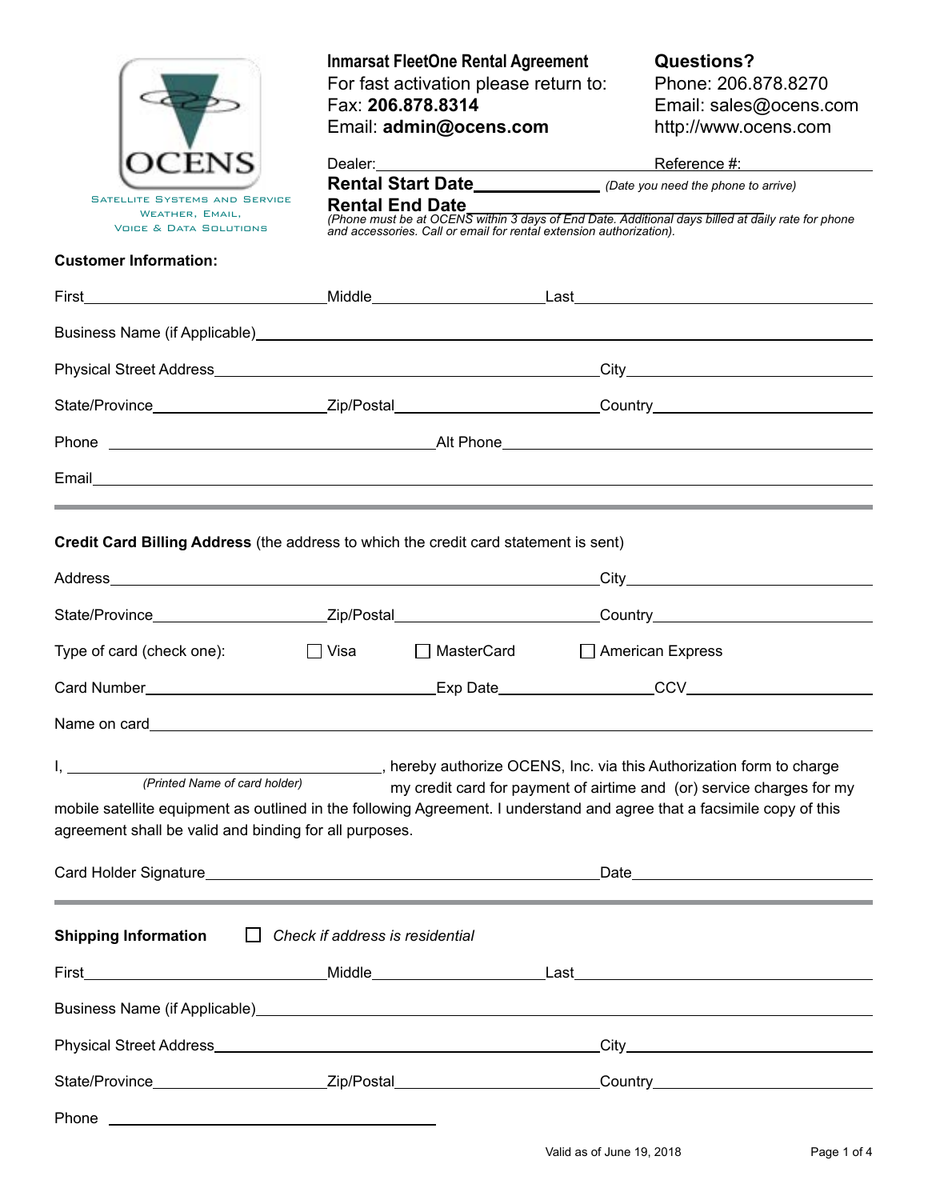OCENS

Satellite Systems and Service
Weather, Email,
Voice & Data Solutions

**Inmarsat FleetOne Rental Agreement**
For fast activation please return to:
Fax: **206.878.8314**
Email: **admin@ocens.com**

**Questions?**
Phone: 206.878.8270
Email: sales@ocens.com
http://www.ocens.com

Dealer:\_\_\_\_\_\_\_\_\_\_\_\_\_\_\_\_\_\_\_\_\_\_\_\_\_\_\_\_\_\_ Reference #:\_\_\_\_\_\_\_\_\_\_\_\_\_\_

**Rental Start Date**\_\_\_\_\_\_\_\_\_\_\_\_\_\_ *(Date you need the phone to arrive)*

**Rental End Date**\_\_\_\_\_\_\_\_\_\_\_\_\_\_
*(Phone must be at OCENS within 3 days of End Date. Additional days billed at daily rate for phone and accessories. Call or email for rental extension authorization).*

**Customer Information:**

First\_\_\_\_\_\_\_\_\_\_\_\_\_\_\_\_\_\_\_\_ Middle\_\_\_\_\_\_\_\_\_\_\_\_\_\_\_ Last\_\_\_\_\_\_\_\_\_\_\_\_\_\_\_\_\_\_\_\_\_\_\_\_

Business Name (if Applicable)\_\_\_\_\_\_\_\_\_\_\_\_\_\_\_\_\_\_\_\_\_\_\_\_\_\_\_\_\_\_\_\_\_\_\_\_\_\_\_\_\_\_

Physical Street Address\_\_\_\_\_\_\_\_\_\_\_\_\_\_\_\_\_\_\_\_\_\_\_\_\_\_\_\_\_\_ City\_\_\_\_\_\_\_\_\_\_\_\_\_\_\_\_\_\_\_\_

State/Province\_\_\_\_\_\_\_\_\_\_\_\_\_\_ Zip/Postal\_\_\_\_\_\_\_\_\_\_\_\_\_\_\_\_ Country\_\_\_\_\_\_\_\_\_\_\_\_\_\_\_\_\_\_\_\_

Phone \_\_\_\_\_\_\_\_\_\_\_\_\_\_\_\_\_\_\_\_\_\_\_\_\_\_\_\_ Alt Phone\_\_\_\_\_\_\_\_\_\_\_\_\_\_\_\_\_\_\_\_\_\_\_\_\_\_\_\_\_\_

Email\_\_\_\_\_\_\_\_\_\_\_\_\_\_\_\_\_\_\_\_\_\_\_\_\_\_\_\_\_\_\_\_\_\_\_\_\_\_\_\_\_\_\_\_\_\_\_\_\_\_\_\_\_\_\_\_\_\_\_\_\_\_\_\_

---

**Credit Card Billing Address** (the address to which the credit card statement is sent)

Address\_\_\_\_\_\_\_\_\_\_\_\_\_\_\_\_\_\_\_\_\_\_\_\_\_\_\_\_\_\_\_\_\_\_\_\_\_\_\_\_ City\_\_\_\_\_\_\_\_\_\_\_\_\_\_\_\_\_\_\_\_

State/Province\_\_\_\_\_\_\_\_\_\_\_\_\_\_ Zip/Postal\_\_\_\_\_\_\_\_\_\_\_\_\_\_\_\_ Country\_\_\_\_\_\_\_\_\_\_\_\_\_\_\_\_\_\_\_\_

Type of card (check one): ☐ Visa ☐ MasterCard ☐ American Express

Card Number\_\_\_\_\_\_\_\_\_\_\_\_\_\_\_\_\_\_\_\_\_\_\_\_\_\_ Exp Date\_\_\_\_\_\_\_\_\_\_\_\_\_\_ CCV\_\_\_\_\_\_\_\_\_\_\_\_\_\_\_\_

Name on card\_\_\_\_\_\_\_\_\_\_\_\_\_\_\_\_\_\_\_\_\_\_\_\_\_\_\_\_\_\_\_\_\_\_\_\_\_\_\_\_\_\_\_\_\_\_\_\_\_\_\_\_\_\_\_\_\_\_\_

I, \_\_\_\_\_\_\_\_\_\_\_\_\_\_\_\_\_\_\_\_\_\_\_\_\_\_\_\_\_\_, hereby authorize OCENS, Inc. via this Authorization form to charge
*(Printed Name of card holder)*
my credit card for payment of airtime and (or) service charges for my mobile satellite equipment as outlined in the following Agreement. I understand and agree that a facsimile copy of this agreement shall be valid and binding for all purposes.

Card Holder Signature\_\_\_\_\_\_\_\_\_\_\_\_\_\_\_\_\_\_\_\_\_\_\_\_\_\_\_\_\_\_\_\_\_\_\_\_ Date\_\_\_\_\_\_\_\_\_\_\_\_\_\_\_\_\_\_\_\_

---

**Shipping Information** ☐ *Check if address is residential*

First\_\_\_\_\_\_\_\_\_\_\_\_\_\_\_\_\_\_\_\_ Middle\_\_\_\_\_\_\_\_\_\_\_\_\_\_\_ Last\_\_\_\_\_\_\_\_\_\_\_\_\_\_\_\_\_\_\_\_\_\_\_\_

Business Name (if Applicable)\_\_\_\_\_\_\_\_\_\_\_\_\_\_\_\_\_\_\_\_\_\_\_\_\_\_\_\_\_\_\_\_\_\_\_\_\_\_\_\_\_\_

Physical Street Address\_\_\_\_\_\_\_\_\_\_\_\_\_\_\_\_\_\_\_\_\_\_\_\_\_\_\_\_\_\_ City\_\_\_\_\_\_\_\_\_\_\_\_\_\_\_\_\_\_\_\_

State/Province\_\_\_\_\_\_\_\_\_\_\_\_\_\_ Zip/Postal\_\_\_\_\_\_\_\_\_\_\_\_\_\_\_\_ Country\_\_\_\_\_\_\_\_\_\_\_\_\_\_\_\_\_\_\_\_

Phone \_\_\_\_\_\_\_\_\_\_\_\_\_\_\_\_\_\_\_\_\_\_\_\_\_\_\_\_

Valid as of June 19, 2018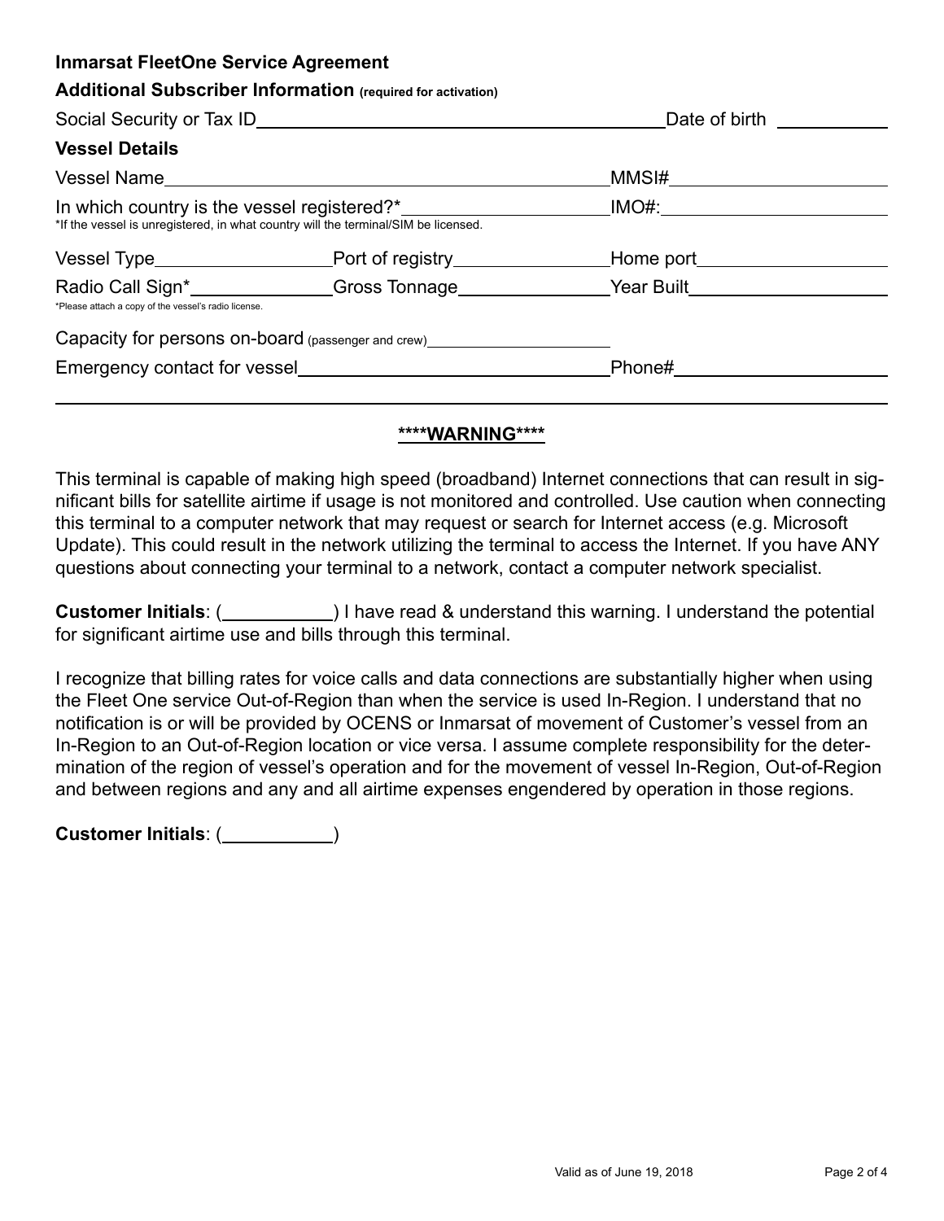## Inmarsat FleetOne Service Agreement

### Additional Subscriber Information (required for activation)

Social Security or Tax ID\_\_\_\_\_\_\_\_\_\_\_\_\_\_\_\_\_\_\_\_\_\_\_\_\_\_\_\_\_\_\_\_\_\_\_\_\_\_\_\_ Date of birth \_\_\_\_\_\_\_\_\_\_\_\_

### Vessel Details

Vessel Name\_\_\_\_\_\_\_\_\_\_\_\_\_\_\_\_\_\_\_\_\_\_\_\_\_\_\_\_\_\_\_\_\_\_\_\_\_\_\_\_\_\_\_\_\_\_\_\_\_\_ MMSI#\_\_\_\_\_\_\_\_\_\_\_\_\_\_\_\_\_\_\_\_\_\_\_\_\_\_

In which country is the vessel registered?*\_\_\_\_\_\_\_\_\_\_\_\_\_\_\_\_\_\_\_\_\_\_\_\_\_\_ IMO#:\_\_\_\_\_\_\_\_\_\_\_\_\_\_\_\_\_\_\_\_\_\_\_\_\_\_

*If the vessel is unregistered, in what country will the terminal/SIM be licensed.

Vessel Type\_\_\_\_\_\_\_\_\_\_\_\_\_\_\_\_\_\_\_\_ Port of registry\_\_\_\_\_\_\_\_\_\_\_\_\_\_\_\_\_\_\_\_ Home port\_\_\_\_\_\_\_\_\_\_\_\_\_\_\_\_\_\_\_\_\_\_\_\_

Radio Call Sign*\_\_\_\_\_\_\_\_\_\_\_\_\_\_\_\_\_\_ Gross Tonnage\_\_\_\_\_\_\_\_\_\_\_\_\_\_\_\_\_\_\_\_ Year Built\_\_\_\_\_\_\_\_\_\_\_\_\_\_\_\_\_\_\_\_\_\_\_\_

*Please attach a copy of the vessel's radio license.

Capacity for persons on-board (passenger and crew)\_\_\_\_\_\_\_\_\_\_\_\_\_\_\_\_\_\_\_\_\_\_\_\_\_\_\_\_

Emergency contact for vessel\_\_\_\_\_\_\_\_\_\_\_\_\_\_\_\_\_\_\_\_\_\_\_\_\_\_\_\_\_\_\_\_\_\_\_\_\_\_\_\_ Phone#\_\_\_\_\_\_\_\_\_\_\_\_\_\_\_\_\_\_\_\_\_\_\_\_\_\_

---

**<u>****WARNING****</u>**

This terminal is capable of making high speed (broadband) Internet connections that can result in significant bills for satellite airtime if usage is not monitored and controlled. Use caution when connecting this terminal to a computer network that may request or search for Internet access (e.g. Microsoft Update). This could result in the network utilizing the terminal to access the Internet. If you have ANY questions about connecting your terminal to a network, contact a computer network specialist.

**Customer Initials**: (\_\_\_\_\_\_\_\_\_\_\_\_) I have read & understand this warning. I understand the potential for significant airtime use and bills through this terminal.

I recognize that billing rates for voice calls and data connections are substantially higher when using the Fleet One service Out-of-Region than when the service is used In-Region. I understand that no notification is or will be provided by OCENS or Inmarsat of movement of Customer's vessel from an In-Region to an Out-of-Region location or vice versa. I assume complete responsibility for the determination of the region of vessel's operation and for the movement of vessel In-Region, Out-of-Region and between regions and any and all airtime expenses engendered by operation in those regions.

**Customer Initials**: (\_\_\_\_\_\_\_\_\_\_\_\_)

Valid as of June 19, 2018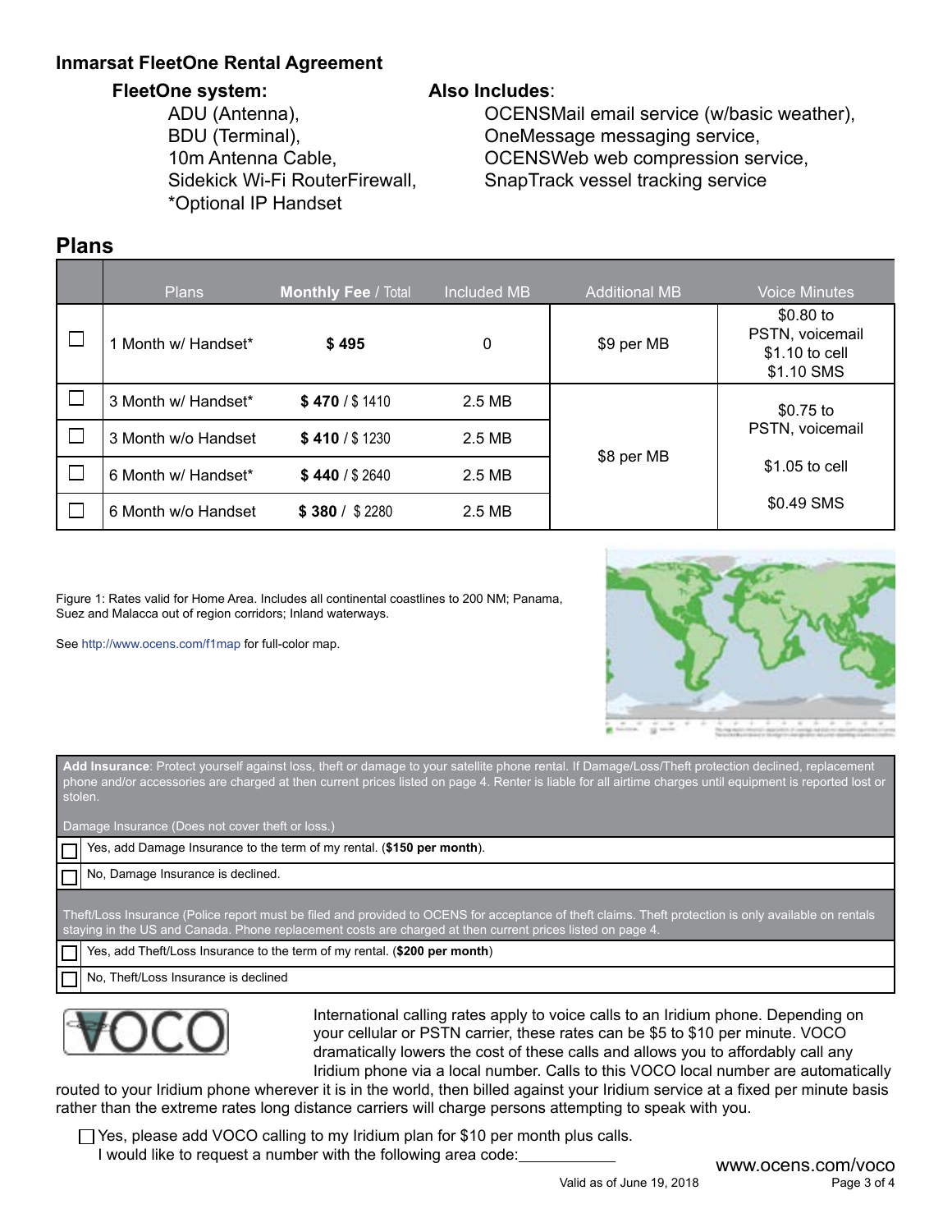## Inmarsat FleetOne Rental Agreement

**FleetOne system:**

- ADU (Antenna),
- BDU (Terminal),
- 10m Antenna Cable,
- Sidekick Wi-Fi RouterFirewall,
- *Optional IP Handset

**Also Includes:**

- OCENSMail email service (w/basic weather),
- OneMessage messaging service,
- OCENSWeb web compression service,
- SnapTrack vessel tracking service

## Plans

| | Plans | **Monthly Fee** / Total | Included MB | Additional MB | Voice Minutes |
|---|---|---|---|---|---|
| ☐ | 1 Month w/ Handset* | **$ 495** | 0 | $9 per MB | $0.80 to PSTN, voicemail<br>$1.10 to cell<br>$1.10 SMS |
| ☐ | 3 Month w/ Handset* | **$ 470** / $ 1410 | 2.5 MB | $8 per MB | $0.75 to PSTN, voicemail<br>$1.05 to cell<br>$0.49 SMS |
| ☐ | 3 Month w/o Handset | **$ 410** / $ 1230 | 2.5 MB | | |
| ☐ | 6 Month w/ Handset* | **$ 440** / $ 2640 | 2.5 MB | | |
| ☐ | 6 Month w/o Handset | **$ 380** / $ 2280 | 2.5 MB | | |

Figure 1: Rates valid for Home Area. Includes all continental coastlines to 200 NM; Panama, Suez and Malacca out of region corridors; Inland waterways.

See http://www.ocens.com/f1map for full-color map.

**Add Insurance**: Protect yourself against loss, theft or damage to your satellite phone rental. If Damage/Loss/Theft protection declined, replacement phone and/or accessories are charged at then current prices listed on page 4. Renter is liable for all airtime charges until equipment is reported lost or stolen.

Damage Insurance (Does not cover theft or loss.)

- ☐ Yes, add Damage Insurance to the term of my rental. (**$150 per month**).
- ☐ No, Damage Insurance is declined.

Theft/Loss Insurance (Police report must be filed and provided to OCENS for acceptance of theft claims. Theft protection is only available on rentals staying in the US and Canada. Phone replacement costs are charged at then current prices listed on page 4.

- ☐ Yes, add Theft/Loss Insurance to the term of my rental. (**$200 per month**)
- ☐ No, Theft/Loss Insurance is declined

VOCO

International calling rates apply to voice calls to an Iridium phone. Depending on your cellular or PSTN carrier, these rates can be $5 to $10 per minute. VOCO dramatically lowers the cost of these calls and allows you to affordably call any Iridium phone via a local number. Calls to this VOCO local number are automatically routed to your Iridium phone wherever it is in the world, then billed against your Iridium service at a fixed per minute basis rather than the extreme rates long distance carriers will charge persons attempting to speak with you.

☐ Yes, please add VOCO calling to my Iridium plan for $10 per month plus calls.
I would like to request a number with the following area code:____________

www.ocens.com/voco

Valid as of June 19, 2018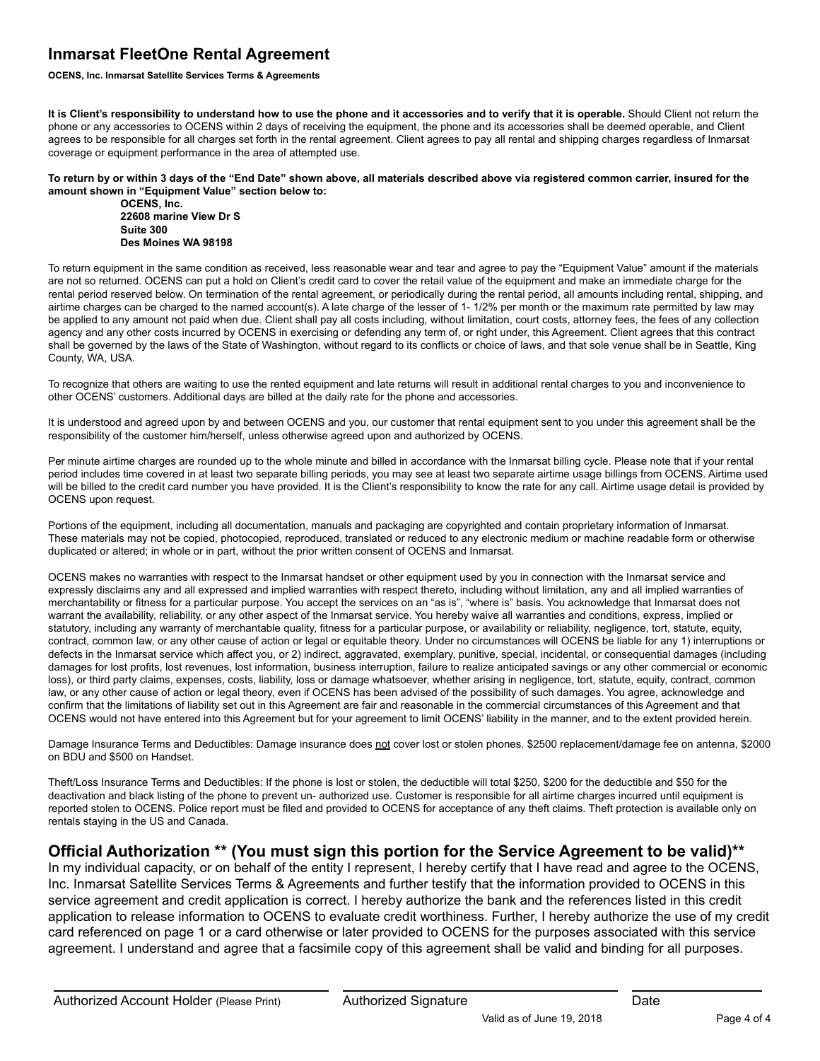# Inmarsat FleetOne Rental Agreement

**OCENS, Inc. Inmarsat Satellite Services Terms & Agreements**

**It is Client's responsibility to understand how to use the phone and it accessories and to verify that it is operable.** Should Client not return the phone or any accessories to OCENS within 2 days of receiving the equipment, the phone and its accessories shall be deemed operable, and Client agrees to be responsible for all charges set forth in the rental agreement. Client agrees to pay all rental and shipping charges regardless of Inmarsat coverage or equipment performance in the area of attempted use.

**To return by or within 3 days of the "End Date" shown above, all materials described above via registered common carrier, insured for the amount shown in "Equipment Value" section below to:**

**OCENS, Inc.**
**22608 marine View Dr S**
**Suite 300**
**Des Moines WA 98198**

To return equipment in the same condition as received, less reasonable wear and tear and agree to pay the "Equipment Value" amount if the materials are not so returned. OCENS can put a hold on Client's credit card to cover the retail value of the equipment and make an immediate charge for the rental period reserved below. On termination of the rental agreement, or periodically during the rental period, all amounts including rental, shipping, and airtime charges can be charged to the named account(s). A late charge of the lesser of 1- 1/2% per month or the maximum rate permitted by law may be applied to any amount not paid when due. Client shall pay all costs including, without limitation, court costs, attorney fees, the fees of any collection agency and any other costs incurred by OCENS in exercising or defending any term of, or right under, this Agreement. Client agrees that this contract shall be governed by the laws of the State of Washington, without regard to its conflicts or choice of laws, and that sole venue shall be in Seattle, King County, WA, USA.

To recognize that others are waiting to use the rented equipment and late returns will result in additional rental charges to you and inconvenience to other OCENS' customers. Additional days are billed at the daily rate for the phone and accessories.

It is understood and agreed upon by and between OCENS and you, our customer that rental equipment sent to you under this agreement shall be the responsibility of the customer him/herself, unless otherwise agreed upon and authorized by OCENS.

Per minute airtime charges are rounded up to the whole minute and billed in accordance with the Inmarsat billing cycle. Please note that if your rental period includes time covered in at least two separate billing periods, you may see at least two separate airtime usage billings from OCENS. Airtime used will be billed to the credit card number you have provided. It is the Client's responsibility to know the rate for any call. Airtime usage detail is provided by OCENS upon request.

Portions of the equipment, including all documentation, manuals and packaging are copyrighted and contain proprietary information of Inmarsat. These materials may not be copied, photocopied, reproduced, translated or reduced to any electronic medium or machine readable form or otherwise duplicated or altered; in whole or in part, without the prior written consent of OCENS and Inmarsat.

OCENS makes no warranties with respect to the Inmarsat handset or other equipment used by you in connection with the Inmarsat service and expressly disclaims any and all expressed and implied warranties with respect thereto, including without limitation, any and all implied warranties of merchantability or fitness for a particular purpose. You accept the services on an "as is", "where is" basis. You acknowledge that Inmarsat does not warrant the availability, reliability, or any other aspect of the Inmarsat service. You hereby waive all warranties and conditions, express, implied or statutory, including any warranty of merchantable quality, fitness for a particular purpose, or availability or reliability, negligence, tort, statute, equity, contract, common law, or any other cause of action or legal or equitable theory. Under no circumstances will OCENS be liable for any 1) interruptions or defects in the Inmarsat service which affect you, or 2) indirect, aggravated, exemplary, punitive, special, incidental, or consequential damages (including damages for lost profits, lost revenues, lost information, business interruption, failure to realize anticipated savings or any other commercial or economic loss), or third party claims, expenses, costs, liability, loss or damage whatsoever, whether arising in negligence, tort, statute, equity, contract, common law, or any other cause of action or legal theory, even if OCENS has been advised of the possibility of such damages. You agree, acknowledge and confirm that the limitations of liability set out in this Agreement are fair and reasonable in the commercial circumstances of this Agreement and that OCENS would not have entered into this Agreement but for your agreement to limit OCENS' liability in the manner, and to the extent provided herein.

Damage Insurance Terms and Deductibles: Damage insurance does <u>not</u> cover lost or stolen phones. $2500 replacement/damage fee on antenna, $2000 on BDU and $500 on Handset.

Theft/Loss Insurance Terms and Deductibles: If the phone is lost or stolen, the deductible will total $250, $200 for the deductible and $50 for the deactivation and black listing of the phone to prevent un- authorized use. Customer is responsible for all airtime charges incurred until equipment is reported stolen to OCENS. Police report must be filed and provided to OCENS for acceptance of any theft claims. Theft protection is available only on rentals staying in the US and Canada.

## Official Authorization ** (You must sign this portion for the Service Agreement to be valid)**

In my individual capacity, or on behalf of the entity I represent, I hereby certify that I have read and agree to the OCENS, Inc. Inmarsat Satellite Services Terms & Agreements and further testify that the information provided to OCENS in this service agreement and credit application is correct. I hereby authorize the bank and the references listed in this credit application to release information to OCENS to evaluate credit worthiness. Further, I hereby authorize the use of my credit card referenced on page 1 or a card otherwise or later provided to OCENS for the purposes associated with this service agreement. I understand and agree that a facsimile copy of this agreement shall be valid and binding for all purposes.

| | | |
|---|---|---|
| Authorized Account Holder (Please Print) | Authorized Signature | Date |

Valid as of June 19, 2018